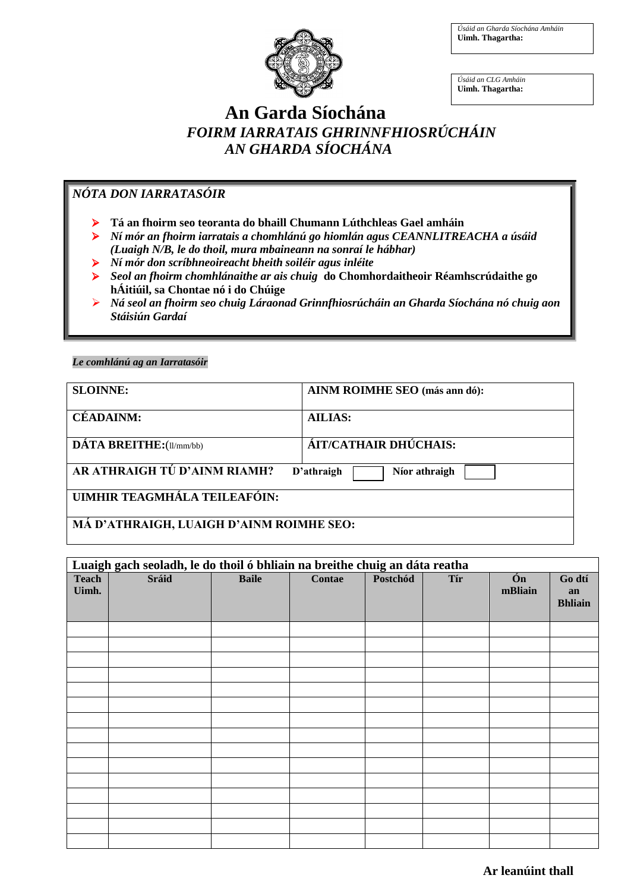*Úsáid an Gharda Síochána Amháin*
**Uimh. Thagartha:**

*Úsáid an CLG Amháin*
**Uimh. Thagartha:**

# An Garda Síochána

## *FOIRM IARRATAIS GHRINNFHIOSRÚCHÁIN AN GHARDA SÍOCHÁNA*

***NÓTA DON IARRATASÓIR***

- **Tá an fhoirm seo teoranta do bhaill Chumann Lúthchleas Gael amháin**
- ***Ní mór an fhoirm iarratais a chomhlánú go hiomlán agus CEANNLITREACHA a úsáid (Luaigh N/B, le do thoil, mura mbaineann na sonraí le hábhar)***
- ***Ní mór don scríbhneoireacht bheith soiléir agus inléite***
- ***Seol an fhoirm chomhlánaithe ar ais chuig* do Chomhordaitheoir Réamhscrúdaithe go hÁitiúil, sa Chontae nó i do Chúige**
- ***Ná seol an fhoirm seo chuig Láraonad Grinnfhiosrúcháin an Gharda Síochána nó chuig aon Stáisiún Gardaí***

***Le comhlánú ag an Iarratasóir***

| | |
|---|---|
| **SLOINNE:** | **AINM ROIMHE SEO** (más ann dó): |
| **CÉADAINM:** | **AILIAS:** |
| **DÁTA BREITHE:**(ll/mm/bb) | **ÁIT/CATHAIR DHÚCHAIS:** |
| **AR ATHRAIGH TÚ D'AINM RIAMH?** **D'athraigh** ☐ **Níor athraigh** ☐ | |
| **UIMHIR TEAGMHÁLA TEILEAFÓIN:** | |
| **MÁ D'ATHRAIGH, LUAIGH D'AINM ROIMHE SEO:** | |

**Luaigh gach seoladh, le do thoil ó bhliain na breithe chuig an dáta reatha**

| Teach Uimh. | Sráid | Baile | Contae | Postchód | Tír | Ón mBliain | Go dtí an Bhliain |
|---|---|---|---|---|---|---|---|
| | | | | | | | |
| | | | | | | | |
| | | | | | | | |
| | | | | | | | |
| | | | | | | | |
| | | | | | | | |
| | | | | | | | |
| | | | | | | | |
| | | | | | | | |
| | | | | | | | |
| | | | | | | | |
| | | | | | | | |
| | | | | | | | |
| | | | | | | | |
| | | | | | | | |

**Ar leanúint thall**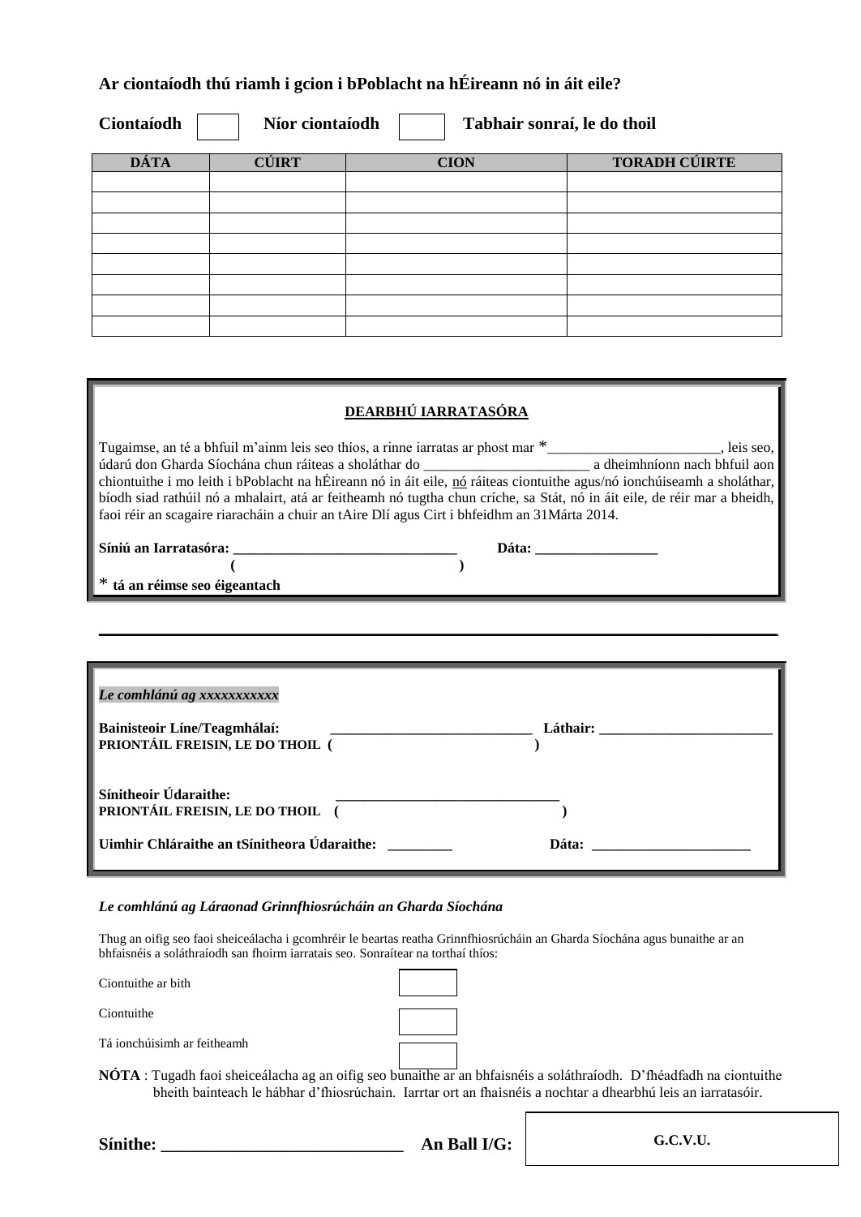**Ar ciontaíodh thú riamh i gcion i bPoblacht na hÉireann nó in áit eile?**

**Ciontaíodh** ☐ **Níor ciontaíodh** ☐ **Tabhair sonraí, le do thoil**

| DÁTA | CÚIRT | CION | TORADH CÚIRTE |
|---|---|---|---|
| | | | |
| | | | |
| | | | |
| | | | |
| | | | |
| | | | |
| | | | |
| | | | |

**DEARBHÚ IARRATASÓRA**

Tugaimse, an té a bhfuil m'ainm leis seo thíos, a rinne iarratas ar phost mar *________________________, leis seo, údarú don Gharda Síochána chun ráiteas a sholáthar do _______________________ a dheimhníonn nach bhfuil aon chiontuithe i mo leith i bPoblacht na hÉireann nó in áit eile, nó ráiteas ciontuithe agus/nó ionchúiseamh a sholáthar, bíodh siad rathúil nó a mhalairt, atá ar feitheamh nó tugtha chun críche, sa Stát, nó in áit eile, de réir mar a bheidh, faoi réir an scagaire riaracháin a chuir an tAire Dlí agus Cirt i bhfeidhm an 31Márta 2014.

**Síniú an Iarratasóra: _______________________________ Dáta: _________________**
**( )**

* **tá an réimse seo éigeantach**

---

*Le comhlánú ag xxxxxxxxxxx*

**Bainisteoir Líne/Teagmhálaí:** _____________________________ **Láthair:** ________________________
**PRIONTÁIL FREISIN, LE DO THOIL ( )**

**Sínitheoir Údaraithe:** _______________________________
**PRIONTÁIL FREISIN, LE DO THOIL ( )**

**Uimhir Chláraithe an tSínitheora Údaraithe:** _________ **Dáta:** ______________________

***Le comhlánú ag Láraonad Grinnfhiosrúcháin an Gharda Síochána***

Thug an oifig seo faoi sheiceálacha i gcomhréir le beartas reatha Grinnfhiosrúcháin an Gharda Síochána agus bunaithe ar an bhfaisnéis a soláthraíodh san fhoirm iarratais seo. Sonraítear na torthaí thíos:

Ciontuithe ar bith ☐

Ciontuithe ☐

Tá ionchúisimh ar feitheamh ☐

**NÓTA** : Tugadh faoi sheiceálacha ag an oifig seo bunaithe ar an bhfaisnéis a soláthraíodh. D'fhéadfadh na ciontuithe bheith bainteach le hábhar d'fhiosrúchain. Iarrtar ort an fhaisnéis a nochtar a dhearbhú leis an iarratasóir.

**Sínithe: _____________________________ An Ball I/G:**

**G.C.V.U.**